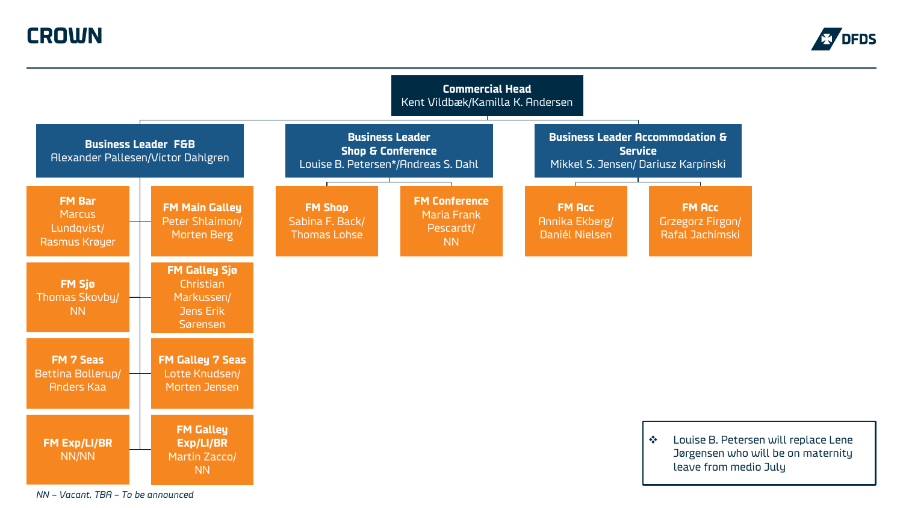# CROWN

DFDS

**Commercial Head**
Kent Vildbæk/Kamilla K. Andersen

## Business Leader F&B
Alexander Pallesen/Victor Dahlgren

- **FM Bar** – Marcus Lundqvist/ Rasmus Krøyer
- **FM Main Galley** – Peter Shlaimon/ Morten Berg
- **FM Sjø** – Thomas Skovby/ NN
- **FM Galley Sjø** – Christian Markussen/ Jens Erik Sørensen
- **FM 7 Seas** – Bettina Bollerup/ Anders Kaa
- **FM Galley 7 Seas** – Lotte Knudsen/ Morten Jensen
- **FM Exp/LI/BR** – NN/NN
- **FM Galley Exp/LI/BR** – Martin Zacco/ NN

## Business Leader Shop & Conference
Louise B. Petersen*/Andreas S. Dahl

- **FM Shop** – Sabina F. Back/ Thomas Lohse
- **FM Conference** – Maria Frank Pescardt/ NN

## Business Leader Accommodation & Service
Mikkel S. Jensen/ Dariusz Karpinski

- **FM Acc** – Annika Ekberg/ Daniél Nielsen
- **FM Acc** – Grzegorz Firgon/ Rafal Jachimski

❖ Louise B. Petersen will replace Lene Jørgensen who will be on maternity leave from medio July

*NN – Vacant, TBA – To be announced*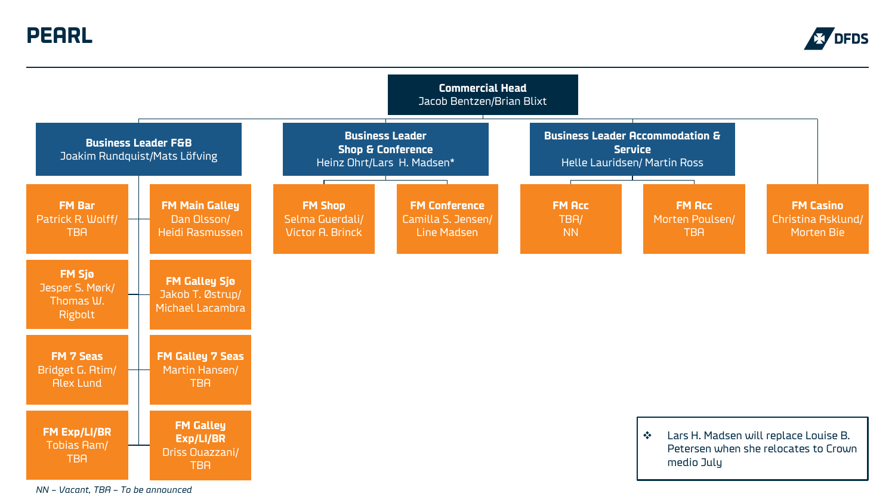# PEARL

DFDS

**Commercial Head**
Jacob Bentzen/Brian Blixt

**Business Leader F&B**
Joakim Rundquist/Mats Löfving

- **FM Bar** – Patrick R. Wolff/ TBA
- **FM Main Galley** – Dan Olsson/ Heidi Rasmussen
- **FM Sjø** – Jesper S. Mørk/ Thomas W. Rigbolt
- **FM Galley Sjø** – Jakob T. Østrup/ Michael Lacambra
- **FM 7 Seas** – Bridget G. Atim/ Alex Lund
- **FM Galley 7 Seas** – Martin Hansen/ TBA
- **FM Exp/LI/BR** – Tobias Aam/ TBA
- **FM Galley Exp/LI/BR** – Driss Ouazzani/ TBA

**Business Leader Shop & Conference**
Heinz Ohrt/Lars H. Madsen*

- **FM Shop** – Selma Guerdali/ Victor A. Brinck
- **FM Conference** – Camilla S. Jensen/ Line Madsen

**Business Leader Accommodation & Service**
Helle Lauridsen/ Martin Ross

- **FM Acc** – TBA/ NN
- **FM Acc** – Morten Poulsen/ TBA

**FM Casino** – Christina Asklund/ Morten Bie

❖ Lars H. Madsen will replace Louise B. Petersen when she relocates to Crown medio July

*NN – Vacant, TBA – To be announced*